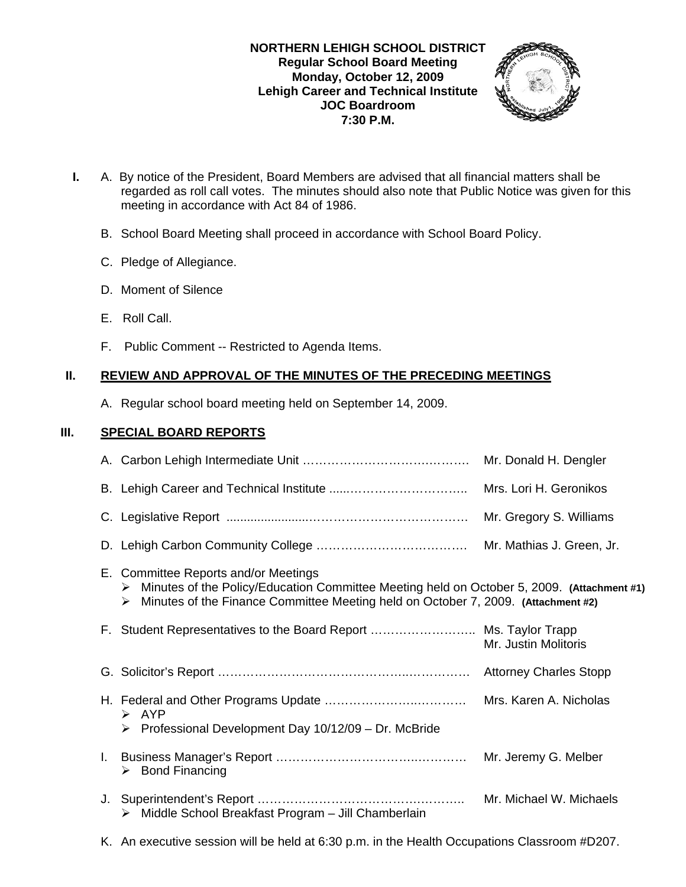**NORTHERN LEHIGH SCHOOL DISTRICT**
**Regular School Board Meeting**
**Monday, October 12, 2009**
**Lehigh Career and Technical Institute**
**JOC Boardroom**
**7:30 P.M.**

**I.** A. By notice of the President, Board Members are advised that all financial matters shall be regarded as roll call votes. The minutes should also note that Public Notice was given for this meeting in accordance with Act 84 of 1986.

B. School Board Meeting shall proceed in accordance with School Board Policy.

C. Pledge of Allegiance.

D. Moment of Silence

E. Roll Call.

F. Public Comment -- Restricted to Agenda Items.

## II. REVIEW AND APPROVAL OF THE MINUTES OF THE PRECEDING MEETINGS

A. Regular school board meeting held on September 14, 2009.

## III. SPECIAL BOARD REPORTS

A. Carbon Lehigh Intermediate Unit …………………………………… Mr. Donald H. Dengler

B. Lehigh Career and Technical Institute ........……………………….. Mrs. Lori H. Geronikos

C. Legislative Report ........................……………………………… Mr. Gregory S. Williams

D. Lehigh Carbon Community College ……………………………… Mr. Mathias J. Green, Jr.

E. Committee Reports and/or Meetings
- Minutes of the Policy/Education Committee Meeting held on October 5, 2009. **(Attachment #1)**
- Minutes of the Finance Committee Meeting held on October 7, 2009. **(Attachment #2)**

F. Student Representatives to the Board Report …………………….. Ms. Taylor Trapp
Mr. Justin Molitoris

G. Solicitor's Report ……………………………………………………… Attorney Charles Stopp

H. Federal and Other Programs Update ……………………………… Mrs. Karen A. Nicholas
- AYP
- Professional Development Day 10/12/09 – Dr. McBride

I. Business Manager's Report ……………………………………… Mr. Jeremy G. Melber
- Bond Financing

J. Superintendent's Report …………………………………………….. Mr. Michael W. Michaels
- Middle School Breakfast Program – Jill Chamberlain

K. An executive session will be held at 6:30 p.m. in the Health Occupations Classroom #D207.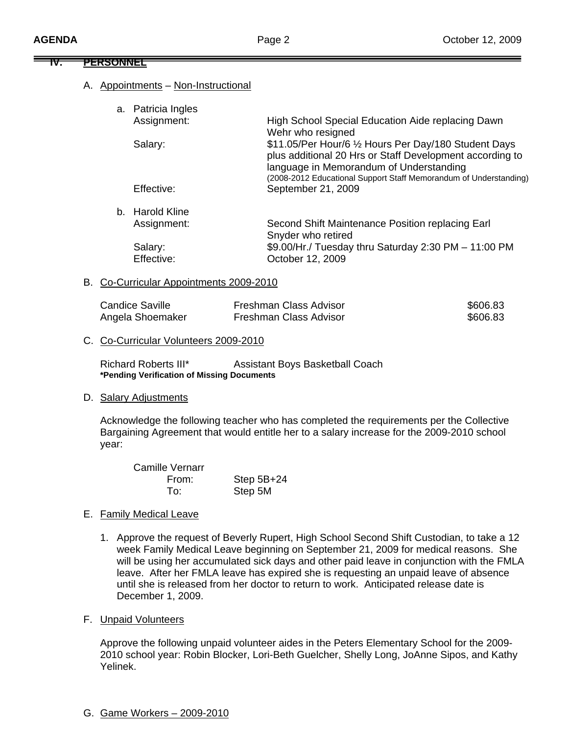## IV. PERSONNEL

A. Appointments – Non-Instructional

a. Patricia Ingles

| | |
|---|---|
| Assignment: | High School Special Education Aide replacing Dawn Wehr who resigned |
| Salary: | $11.05/Per Hour/6 ½ Hours Per Day/180 Student Days plus additional 20 Hrs or Staff Development according to language in Memorandum of Understanding (2008-2012 Educational Support Staff Memorandum of Understanding) |
| Effective: | September 21, 2009 |

b. Harold Kline

| | |
|---|---|
| Assignment: | Second Shift Maintenance Position replacing Earl Snyder who retired |
| Salary: | $9.00/Hr./ Tuesday thru Saturday 2:30 PM – 11:00 PM |
| Effective: | October 12, 2009 |

B. Co-Curricular Appointments 2009-2010

| | | |
|---|---|---|
| Candice Saville | Freshman Class Advisor | $606.83 |
| Angela Shoemaker | Freshman Class Advisor | $606.83 |

C. Co-Curricular Volunteers 2009-2010

Richard Roberts III* — Assistant Boys Basketball Coach

**\*Pending Verification of Missing Documents**

D. Salary Adjustments

Acknowledge the following teacher who has completed the requirements per the Collective Bargaining Agreement that would entitle her to a salary increase for the 2009-2010 school year:

Camille Vernarr

| | |
|---|---|
| From: | Step 5B+24 |
| To: | Step 5M |

E. Family Medical Leave

1. Approve the request of Beverly Rupert, High School Second Shift Custodian, to take a 12 week Family Medical Leave beginning on September 21, 2009 for medical reasons. She will be using her accumulated sick days and other paid leave in conjunction with the FMLA leave. After her FMLA leave has expired she is requesting an unpaid leave of absence until she is released from her doctor to return to work. Anticipated release date is December 1, 2009.

F. Unpaid Volunteers

Approve the following unpaid volunteer aides in the Peters Elementary School for the 2009-2010 school year: Robin Blocker, Lori-Beth Guelcher, Shelly Long, JoAnne Sipos, and Kathy Yelinek.

G. Game Workers – 2009-2010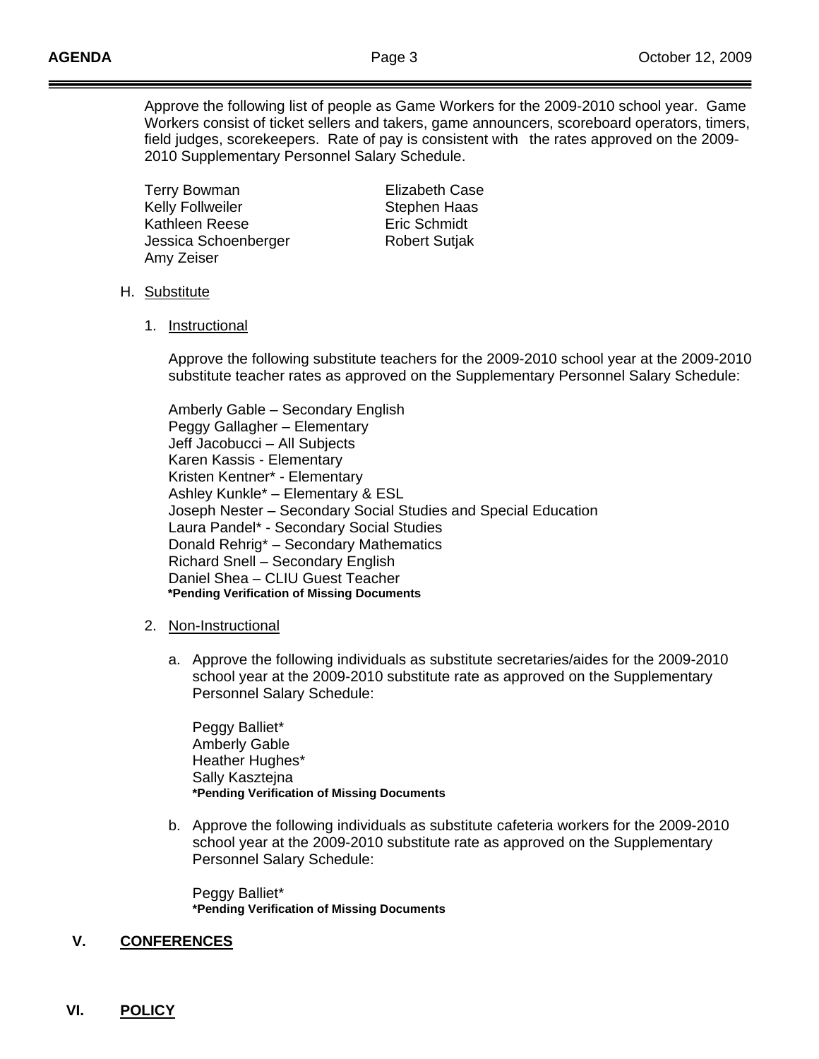Approve the following list of people as Game Workers for the 2009-2010 school year. Game Workers consist of ticket sellers and takers, game announcers, scoreboard operators, timers, field judges, scorekeepers. Rate of pay is consistent with the rates approved on the 2009-2010 Supplementary Personnel Salary Schedule.

Terry Bowman
Elizabeth Case
Kelly Follweiler
Stephen Haas
Kathleen Reese
Eric Schmidt
Jessica Schoenberger
Robert Sutjak
Amy Zeiser

H. Substitute

1. Instructional

Approve the following substitute teachers for the 2009-2010 school year at the 2009-2010 substitute teacher rates as approved on the Supplementary Personnel Salary Schedule:

Amberly Gable – Secondary English
Peggy Gallagher – Elementary
Jeff Jacobucci – All Subjects
Karen Kassis - Elementary
Kristen Kentner* - Elementary
Ashley Kunkle* – Elementary & ESL
Joseph Nester – Secondary Social Studies and Special Education
Laura Pandel* - Secondary Social Studies
Donald Rehrig* – Secondary Mathematics
Richard Snell – Secondary English
Daniel Shea – CLIU Guest Teacher
**\*Pending Verification of Missing Documents**

2. Non-Instructional

a. Approve the following individuals as substitute secretaries/aides for the 2009-2010 school year at the 2009-2010 substitute rate as approved on the Supplementary Personnel Salary Schedule:

Peggy Balliet*
Amberly Gable
Heather Hughes*
Sally Kasztejna
**\*Pending Verification of Missing Documents**

b. Approve the following individuals as substitute cafeteria workers for the 2009-2010 school year at the 2009-2010 substitute rate as approved on the Supplementary Personnel Salary Schedule:

Peggy Balliet*
**\*Pending Verification of Missing Documents**

## V. CONFERENCES

## VI. POLICY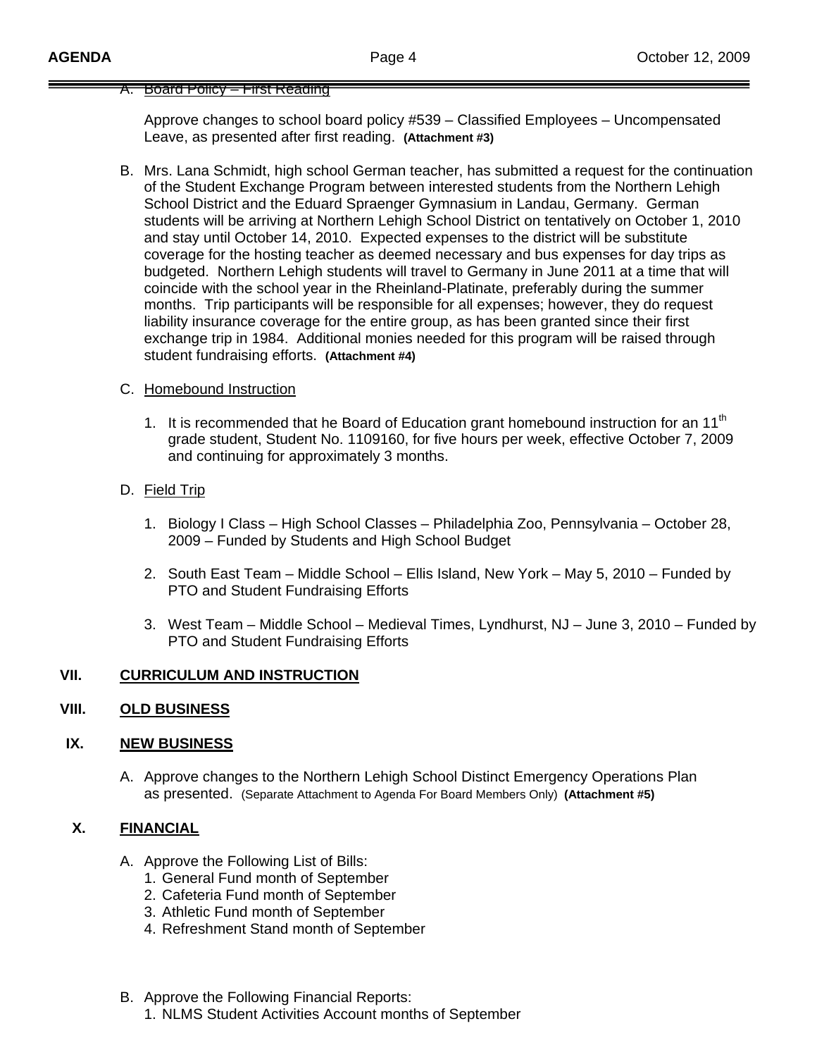A. <u>Board Policy – First Reading</u>

Approve changes to school board policy #539 – Classified Employees – Uncompensated Leave, as presented after first reading. **(Attachment #3)**

B. Mrs. Lana Schmidt, high school German teacher, has submitted a request for the continuation of the Student Exchange Program between interested students from the Northern Lehigh School District and the Eduard Spraenger Gymnasium in Landau, Germany. German students will be arriving at Northern Lehigh School District on tentatively on October 1, 2010 and stay until October 14, 2010. Expected expenses to the district will be substitute coverage for the hosting teacher as deemed necessary and bus expenses for day trips as budgeted. Northern Lehigh students will travel to Germany in June 2011 at a time that will coincide with the school year in the Rheinland-Platinate, preferably during the summer months. Trip participants will be responsible for all expenses; however, they do request liability insurance coverage for the entire group, as has been granted since their first exchange trip in 1984. Additional monies needed for this program will be raised through student fundraising efforts. **(Attachment #4)**

C. <u>Homebound Instruction</u>

1. It is recommended that he Board of Education grant homebound instruction for an 11th grade student, Student No. 1109160, for five hours per week, effective October 7, 2009 and continuing for approximately 3 months.

D. <u>Field Trip</u>

1. Biology I Class – High School Classes – Philadelphia Zoo, Pennsylvania – October 28, 2009 – Funded by Students and High School Budget
2. South East Team – Middle School – Ellis Island, New York – May 5, 2010 – Funded by PTO and Student Fundraising Efforts
3. West Team – Middle School – Medieval Times, Lyndhurst, NJ – June 3, 2010 – Funded by PTO and Student Fundraising Efforts

## VII. CURRICULUM AND INSTRUCTION

## VIII. OLD BUSINESS

## IX. NEW BUSINESS

A. Approve changes to the Northern Lehigh School Distinct Emergency Operations Plan as presented. (Separate Attachment to Agenda For Board Members Only) **(Attachment #5)**

## X. FINANCIAL

A. Approve the Following List of Bills:
1. General Fund month of September
2. Cafeteria Fund month of September
3. Athletic Fund month of September
4. Refreshment Stand month of September

B. Approve the Following Financial Reports:
1. NLMS Student Activities Account months of September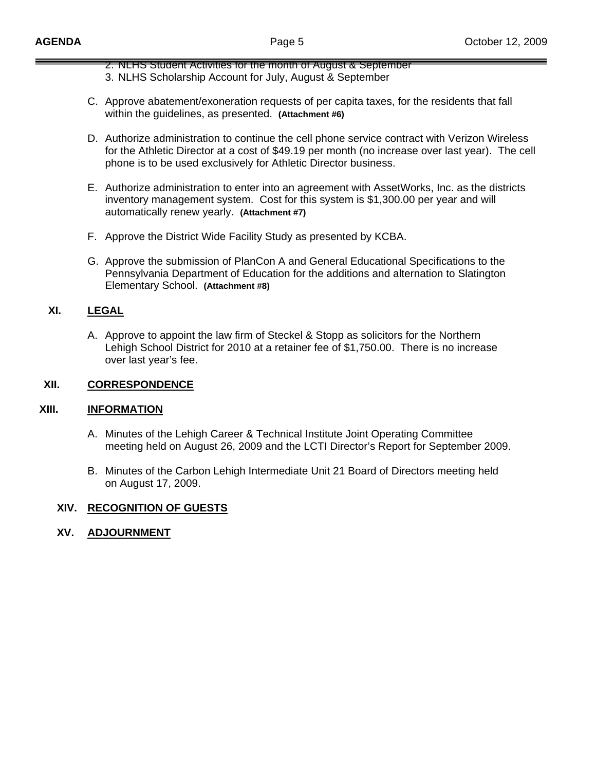2. NLHS Student Activities for the month of August & September
3. NLHS Scholarship Account for July, August & September

C. Approve abatement/exoneration requests of per capita taxes, for the residents that fall within the guidelines, as presented. **(Attachment #6)**

D. Authorize administration to continue the cell phone service contract with Verizon Wireless for the Athletic Director at a cost of $49.19 per month (no increase over last year). The cell phone is to be used exclusively for Athletic Director business.

E. Authorize administration to enter into an agreement with AssetWorks, Inc. as the districts inventory management system. Cost for this system is $1,300.00 per year and will automatically renew yearly. **(Attachment #7)**

F. Approve the District Wide Facility Study as presented by KCBA.

G. Approve the submission of PlanCon A and General Educational Specifications to the Pennsylvania Department of Education for the additions and alternation to Slatington Elementary School. **(Attachment #8)**

## XI. LEGAL

A. Approve to appoint the law firm of Steckel & Stopp as solicitors for the Northern Lehigh School District for 2010 at a retainer fee of $1,750.00. There is no increase over last year's fee.

## XII. CORRESPONDENCE

## XIII. INFORMATION

A. Minutes of the Lehigh Career & Technical Institute Joint Operating Committee meeting held on August 26, 2009 and the LCTI Director's Report for September 2009.

B. Minutes of the Carbon Lehigh Intermediate Unit 21 Board of Directors meeting held on August 17, 2009.

## XIV. RECOGNITION OF GUESTS

## XV. ADJOURNMENT